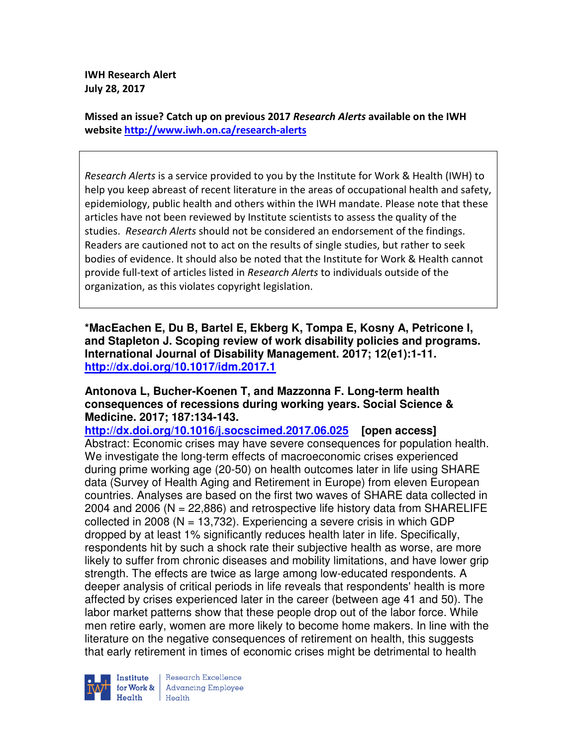**IWH Research Alert**
**July 28, 2017**

**Missed an issue? Catch up on previous 2017 *Research Alerts* available on the IWH website [http://www.iwh.on.ca/research-alerts](http://www.iwh.on.ca/research-alerts)**

*Research Alerts* is a service provided to you by the Institute for Work & Health (IWH) to help you keep abreast of recent literature in the areas of occupational health and safety, epidemiology, public health and others within the IWH mandate. Please note that these articles have not been reviewed by Institute scientists to assess the quality of the studies. *Research Alerts* should not be considered an endorsement of the findings. Readers are cautioned not to act on the results of single studies, but rather to seek bodies of evidence. It should also be noted that the Institute for Work & Health cannot provide full-text of articles listed in *Research Alerts* to individuals outside of the organization, as this violates copyright legislation.

**\*MacEachen E, Du B, Bartel E, Ekberg K, Tompa E, Kosny A, Petricone I, and Stapleton J. Scoping review of work disability policies and programs. International Journal of Disability Management. 2017; 12(e1):1-11.**
**[http://dx.doi.org/10.1017/idm.2017.1](http://dx.doi.org/10.1017/idm.2017.1)**

**Antonova L, Bucher-Koenen T, and Mazzonna F. Long-term health consequences of recessions during working years. Social Science & Medicine. 2017; 187:134-143.**
**[http://dx.doi.org/10.1016/j.socscimed.2017.06.025](http://dx.doi.org/10.1016/j.socscimed.2017.06.025) [open access]**
Abstract: Economic crises may have severe consequences for population health. We investigate the long-term effects of macroeconomic crises experienced during prime working age (20-50) on health outcomes later in life using SHARE data (Survey of Health Aging and Retirement in Europe) from eleven European countries. Analyses are based on the first two waves of SHARE data collected in 2004 and 2006 (N = 22,886) and retrospective life history data from SHARELIFE collected in 2008 (N = 13,732). Experiencing a severe crisis in which GDP dropped by at least 1% significantly reduces health later in life. Specifically, respondents hit by such a shock rate their subjective health as worse, are more likely to suffer from chronic diseases and mobility limitations, and have lower grip strength. The effects are twice as large among low-educated respondents. A deeper analysis of critical periods in life reveals that respondents' health is more affected by crises experienced later in the career (between age 41 and 50). The labor market patterns show that these people drop out of the labor force. While men retire early, women are more likely to become home makers. In line with the literature on the negative consequences of retirement on health, this suggests that early retirement in times of economic crises might be detrimental to health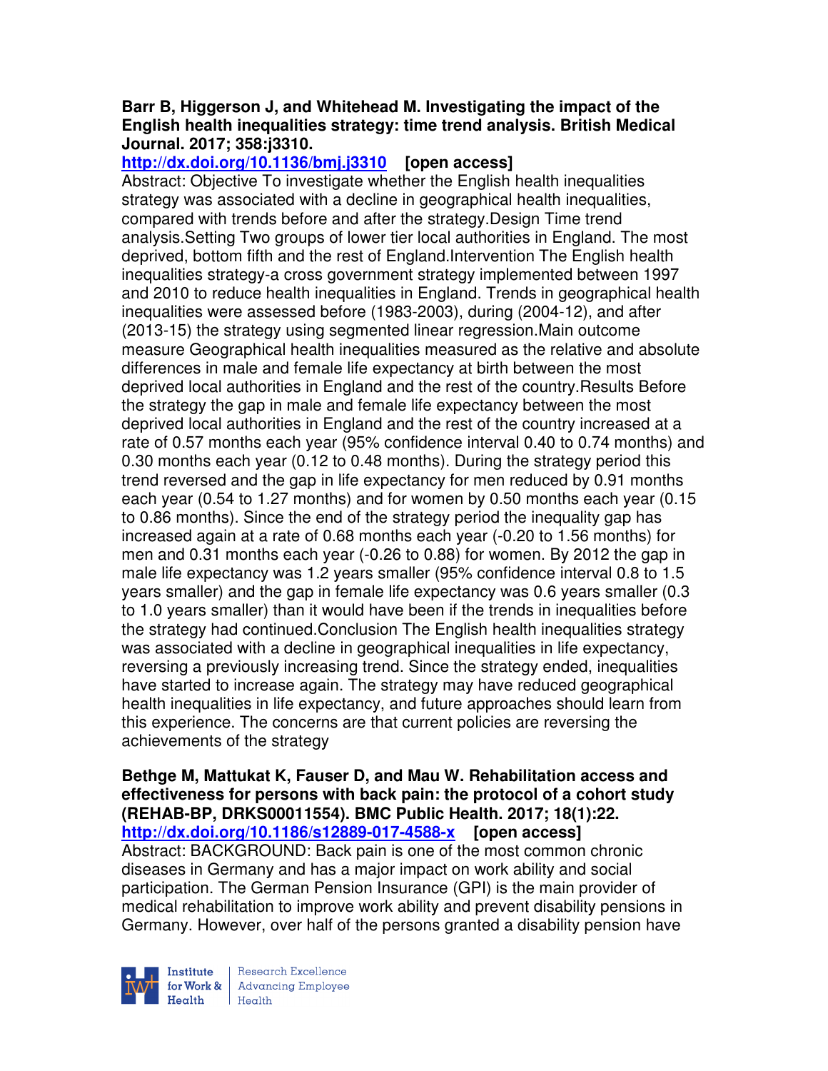**Barr B, Higgerson J, and Whitehead M. Investigating the impact of the English health inequalities strategy: time trend analysis. British Medical Journal. 2017; 358:j3310.**

**http://dx.doi.org/10.1136/bmj.j3310 [open access]**

Abstract: Objective To investigate whether the English health inequalities strategy was associated with a decline in geographical health inequalities, compared with trends before and after the strategy.Design Time trend analysis.Setting Two groups of lower tier local authorities in England. The most deprived, bottom fifth and the rest of England.Intervention The English health inequalities strategy-a cross government strategy implemented between 1997 and 2010 to reduce health inequalities in England. Trends in geographical health inequalities were assessed before (1983-2003), during (2004-12), and after (2013-15) the strategy using segmented linear regression.Main outcome measure Geographical health inequalities measured as the relative and absolute differences in male and female life expectancy at birth between the most deprived local authorities in England and the rest of the country.Results Before the strategy the gap in male and female life expectancy between the most deprived local authorities in England and the rest of the country increased at a rate of 0.57 months each year (95% confidence interval 0.40 to 0.74 months) and 0.30 months each year (0.12 to 0.48 months). During the strategy period this trend reversed and the gap in life expectancy for men reduced by 0.91 months each year (0.54 to 1.27 months) and for women by 0.50 months each year (0.15 to 0.86 months). Since the end of the strategy period the inequality gap has increased again at a rate of 0.68 months each year (-0.20 to 1.56 months) for men and 0.31 months each year (-0.26 to 0.88) for women. By 2012 the gap in male life expectancy was 1.2 years smaller (95% confidence interval 0.8 to 1.5 years smaller) and the gap in female life expectancy was 0.6 years smaller (0.3 to 1.0 years smaller) than it would have been if the trends in inequalities before the strategy had continued.Conclusion The English health inequalities strategy was associated with a decline in geographical inequalities in life expectancy, reversing a previously increasing trend. Since the strategy ended, inequalities have started to increase again. The strategy may have reduced geographical health inequalities in life expectancy, and future approaches should learn from this experience. The concerns are that current policies are reversing the achievements of the strategy

**Bethge M, Mattukat K, Fauser D, and Mau W. Rehabilitation access and effectiveness for persons with back pain: the protocol of a cohort study (REHAB-BP, DRKS00011554). BMC Public Health. 2017; 18(1):22.**

**http://dx.doi.org/10.1186/s12889-017-4588-x [open access]**

Abstract: BACKGROUND: Back pain is one of the most common chronic diseases in Germany and has a major impact on work ability and social participation. The German Pension Insurance (GPI) is the main provider of medical rehabilitation to improve work ability and prevent disability pensions in Germany. However, over half of the persons granted a disability pension have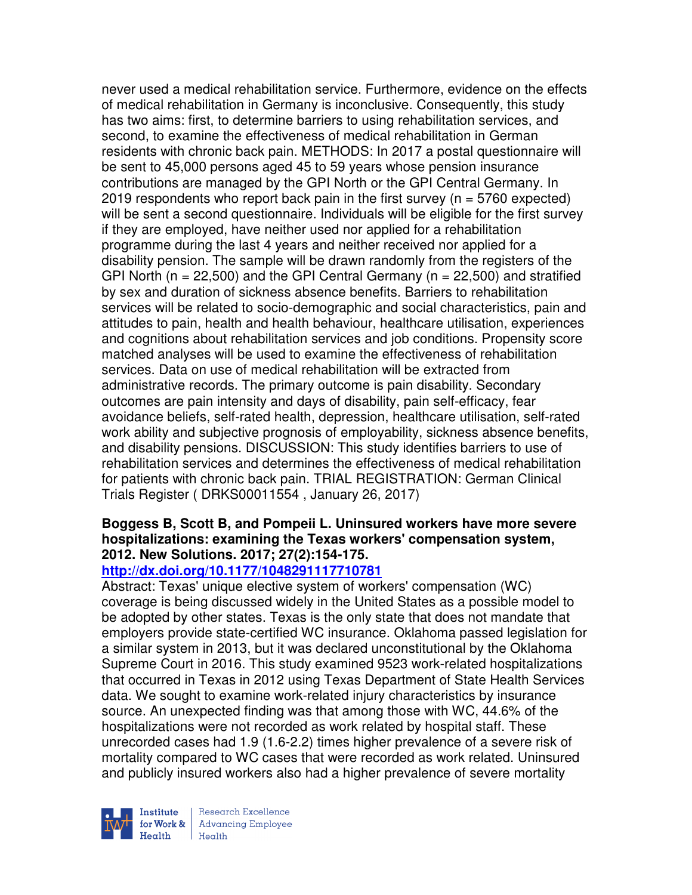never used a medical rehabilitation service. Furthermore, evidence on the effects of medical rehabilitation in Germany is inconclusive. Consequently, this study has two aims: first, to determine barriers to using rehabilitation services, and second, to examine the effectiveness of medical rehabilitation in German residents with chronic back pain. METHODS: In 2017 a postal questionnaire will be sent to 45,000 persons aged 45 to 59 years whose pension insurance contributions are managed by the GPI North or the GPI Central Germany. In 2019 respondents who report back pain in the first survey (n = 5760 expected) will be sent a second questionnaire. Individuals will be eligible for the first survey if they are employed, have neither used nor applied for a rehabilitation programme during the last 4 years and neither received nor applied for a disability pension. The sample will be drawn randomly from the registers of the GPI North (n = 22,500) and the GPI Central Germany (n = 22,500) and stratified by sex and duration of sickness absence benefits. Barriers to rehabilitation services will be related to socio-demographic and social characteristics, pain and attitudes to pain, health and health behaviour, healthcare utilisation, experiences and cognitions about rehabilitation services and job conditions. Propensity score matched analyses will be used to examine the effectiveness of rehabilitation services. Data on use of medical rehabilitation will be extracted from administrative records. The primary outcome is pain disability. Secondary outcomes are pain intensity and days of disability, pain self-efficacy, fear avoidance beliefs, self-rated health, depression, healthcare utilisation, self-rated work ability and subjective prognosis of employability, sickness absence benefits, and disability pensions. DISCUSSION: This study identifies barriers to use of rehabilitation services and determines the effectiveness of medical rehabilitation for patients with chronic back pain. TRIAL REGISTRATION: German Clinical Trials Register ( DRKS00011554 , January 26, 2017)

**Boggess B, Scott B, and Pompeii L. Uninsured workers have more severe hospitalizations: examining the Texas workers' compensation system, 2012. New Solutions. 2017; 27(2):154-175.**
**http://dx.doi.org/10.1177/1048291117710781**

Abstract: Texas' unique elective system of workers' compensation (WC) coverage is being discussed widely in the United States as a possible model to be adopted by other states. Texas is the only state that does not mandate that employers provide state-certified WC insurance. Oklahoma passed legislation for a similar system in 2013, but it was declared unconstitutional by the Oklahoma Supreme Court in 2016. This study examined 9523 work-related hospitalizations that occurred in Texas in 2012 using Texas Department of State Health Services data. We sought to examine work-related injury characteristics by insurance source. An unexpected finding was that among those with WC, 44.6% of the hospitalizations were not recorded as work related by hospital staff. These unrecorded cases had 1.9 (1.6-2.2) times higher prevalence of a severe risk of mortality compared to WC cases that were recorded as work related. Uninsured and publicly insured workers also had a higher prevalence of severe mortality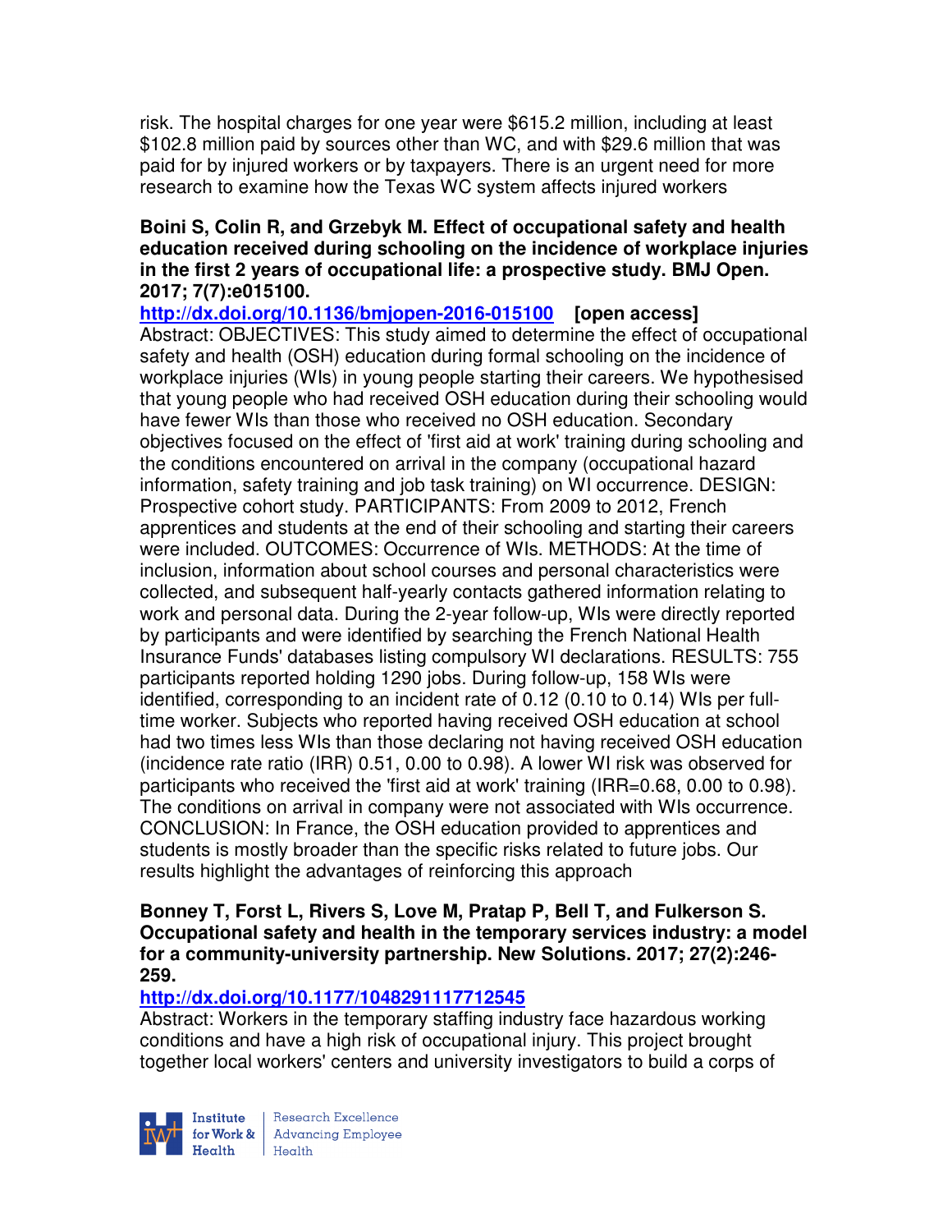risk. The hospital charges for one year were $615.2 million, including at least $102.8 million paid by sources other than WC, and with $29.6 million that was paid for by injured workers or by taxpayers. There is an urgent need for more research to examine how the Texas WC system affects injured workers

**Boini S, Colin R, and Grzebyk M. Effect of occupational safety and health education received during schooling on the incidence of workplace injuries in the first 2 years of occupational life: a prospective study. BMJ Open. 2017; 7(7):e015100.**

**http://dx.doi.org/10.1136/bmjopen-2016-015100 [open access]**

Abstract: OBJECTIVES: This study aimed to determine the effect of occupational safety and health (OSH) education during formal schooling on the incidence of workplace injuries (WIs) in young people starting their careers. We hypothesised that young people who had received OSH education during their schooling would have fewer WIs than those who received no OSH education. Secondary objectives focused on the effect of 'first aid at work' training during schooling and the conditions encountered on arrival in the company (occupational hazard information, safety training and job task training) on WI occurrence. DESIGN: Prospective cohort study. PARTICIPANTS: From 2009 to 2012, French apprentices and students at the end of their schooling and starting their careers were included. OUTCOMES: Occurrence of WIs. METHODS: At the time of inclusion, information about school courses and personal characteristics were collected, and subsequent half-yearly contacts gathered information relating to work and personal data. During the 2-year follow-up, WIs were directly reported by participants and were identified by searching the French National Health Insurance Funds' databases listing compulsory WI declarations. RESULTS: 755 participants reported holding 1290 jobs. During follow-up, 158 WIs were identified, corresponding to an incident rate of 0.12 (0.10 to 0.14) WIs per full-time worker. Subjects who reported having received OSH education at school had two times less WIs than those declaring not having received OSH education (incidence rate ratio (IRR) 0.51, 0.00 to 0.98). A lower WI risk was observed for participants who received the 'first aid at work' training (IRR=0.68, 0.00 to 0.98). The conditions on arrival in company were not associated with WIs occurrence. CONCLUSION: In France, the OSH education provided to apprentices and students is mostly broader than the specific risks related to future jobs. Our results highlight the advantages of reinforcing this approach

**Bonney T, Forst L, Rivers S, Love M, Pratap P, Bell T, and Fulkerson S. Occupational safety and health in the temporary services industry: a model for a community-university partnership. New Solutions. 2017; 27(2):246-259.**

**http://dx.doi.org/10.1177/1048291117712545**

Abstract: Workers in the temporary staffing industry face hazardous working conditions and have a high risk of occupational injury. This project brought together local workers' centers and university investigators to build a corps of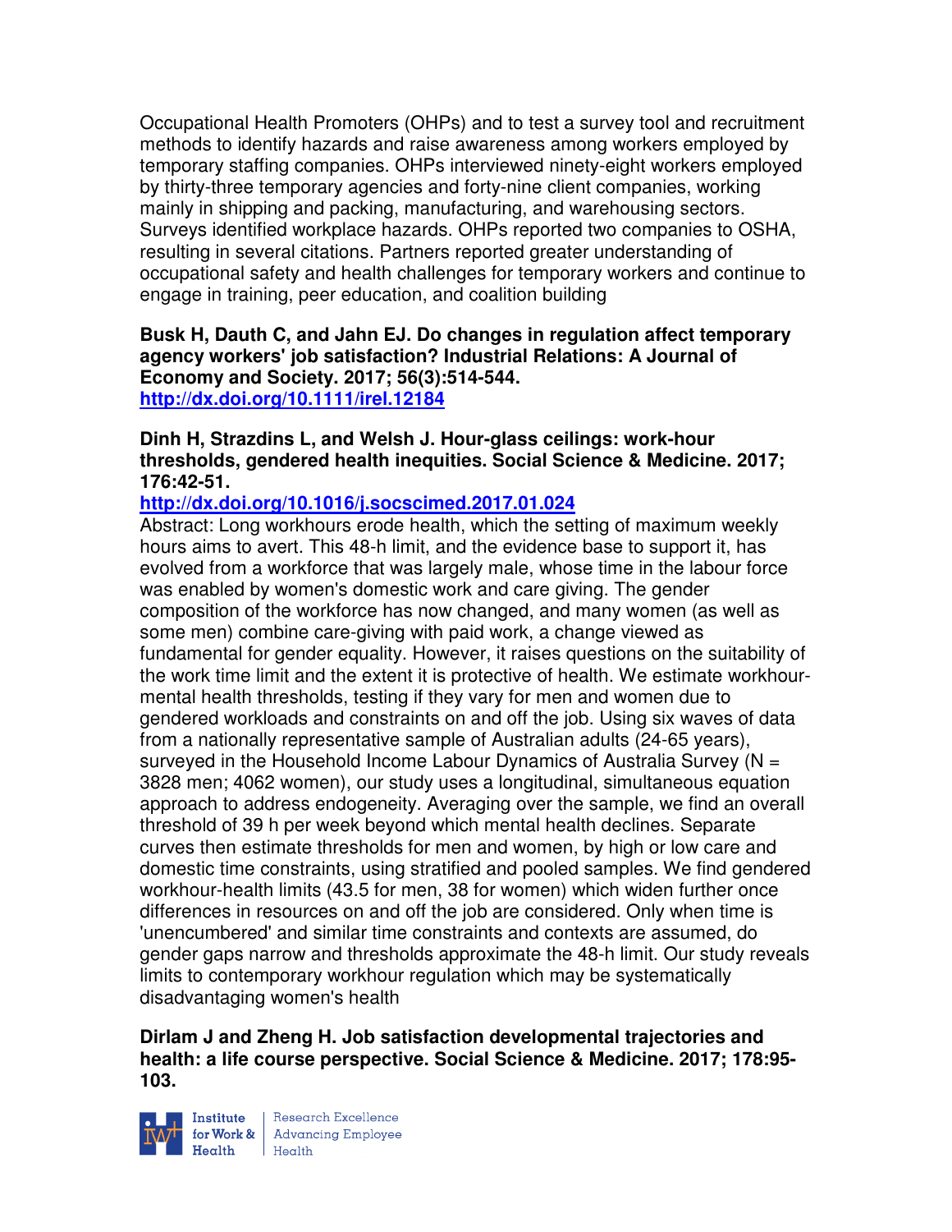Occupational Health Promoters (OHPs) and to test a survey tool and recruitment methods to identify hazards and raise awareness among workers employed by temporary staffing companies. OHPs interviewed ninety-eight workers employed by thirty-three temporary agencies and forty-nine client companies, working mainly in shipping and packing, manufacturing, and warehousing sectors. Surveys identified workplace hazards. OHPs reported two companies to OSHA, resulting in several citations. Partners reported greater understanding of occupational safety and health challenges for temporary workers and continue to engage in training, peer education, and coalition building

**Busk H, Dauth C, and Jahn EJ. Do changes in regulation affect temporary agency workers' job satisfaction? Industrial Relations: A Journal of Economy and Society. 2017; 56(3):514-544.**
**http://dx.doi.org/10.1111/irel.12184**

**Dinh H, Strazdins L, and Welsh J. Hour-glass ceilings: work-hour thresholds, gendered health inequities. Social Science & Medicine. 2017; 176:42-51.**
**http://dx.doi.org/10.1016/j.socscimed.2017.01.024**
Abstract: Long workhours erode health, which the setting of maximum weekly hours aims to avert. This 48-h limit, and the evidence base to support it, has evolved from a workforce that was largely male, whose time in the labour force was enabled by women's domestic work and care giving. The gender composition of the workforce has now changed, and many women (as well as some men) combine care-giving with paid work, a change viewed as fundamental for gender equality. However, it raises questions on the suitability of the work time limit and the extent it is protective of health. We estimate workhour-mental health thresholds, testing if they vary for men and women due to gendered workloads and constraints on and off the job. Using six waves of data from a nationally representative sample of Australian adults (24-65 years), surveyed in the Household Income Labour Dynamics of Australia Survey (N = 3828 men; 4062 women), our study uses a longitudinal, simultaneous equation approach to address endogeneity. Averaging over the sample, we find an overall threshold of 39 h per week beyond which mental health declines. Separate curves then estimate thresholds for men and women, by high or low care and domestic time constraints, using stratified and pooled samples. We find gendered workhour-health limits (43.5 for men, 38 for women) which widen further once differences in resources on and off the job are considered. Only when time is 'unencumbered' and similar time constraints and contexts are assumed, do gender gaps narrow and thresholds approximate the 48-h limit. Our study reveals limits to contemporary workhour regulation which may be systematically disadvantaging women's health

**Dirlam J and Zheng H. Job satisfaction developmental trajectories and health: a life course perspective. Social Science & Medicine. 2017; 178:95-103.**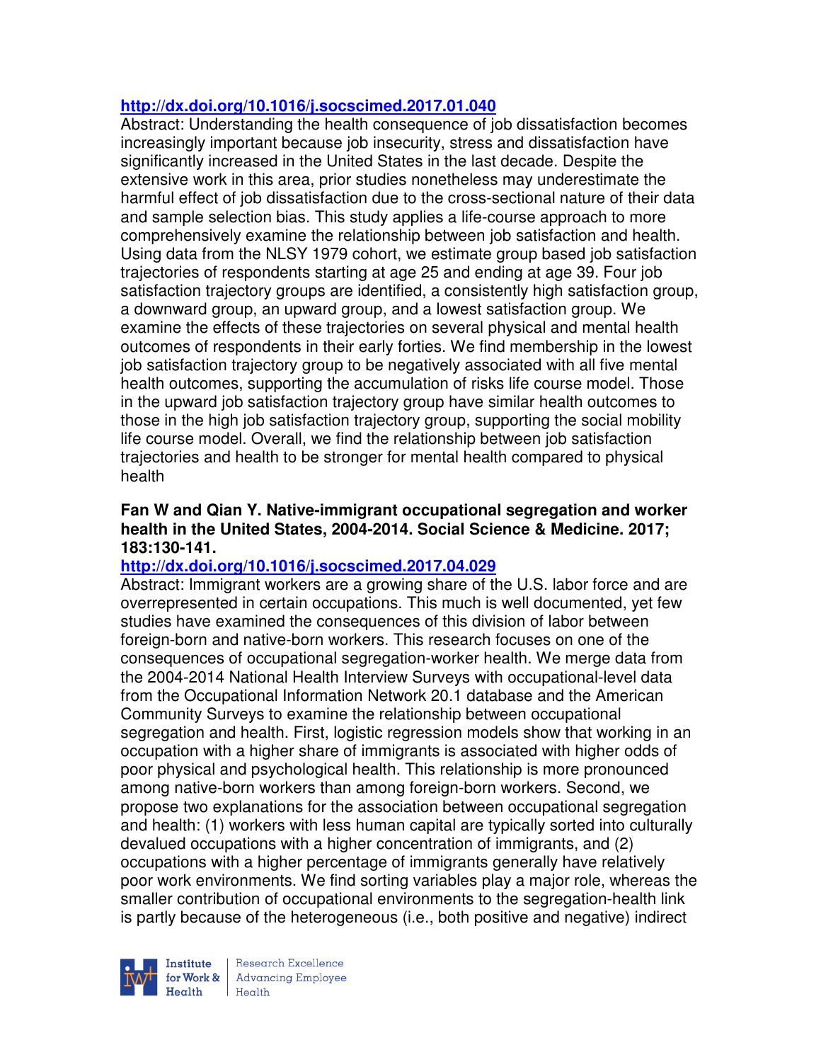http://dx.doi.org/10.1016/j.socscimed.2017.01.040

Abstract: Understanding the health consequence of job dissatisfaction becomes increasingly important because job insecurity, stress and dissatisfaction have significantly increased in the United States in the last decade. Despite the extensive work in this area, prior studies nonetheless may underestimate the harmful effect of job dissatisfaction due to the cross-sectional nature of their data and sample selection bias. This study applies a life-course approach to more comprehensively examine the relationship between job satisfaction and health. Using data from the NLSY 1979 cohort, we estimate group based job satisfaction trajectories of respondents starting at age 25 and ending at age 39. Four job satisfaction trajectory groups are identified, a consistently high satisfaction group, a downward group, an upward group, and a lowest satisfaction group. We examine the effects of these trajectories on several physical and mental health outcomes of respondents in their early forties. We find membership in the lowest job satisfaction trajectory group to be negatively associated with all five mental health outcomes, supporting the accumulation of risks life course model. Those in the upward job satisfaction trajectory group have similar health outcomes to those in the high job satisfaction trajectory group, supporting the social mobility life course model. Overall, we find the relationship between job satisfaction trajectories and health to be stronger for mental health compared to physical health

**Fan W and Qian Y. Native-immigrant occupational segregation and worker health in the United States, 2004-2014. Social Science & Medicine. 2017; 183:130-141.**

http://dx.doi.org/10.1016/j.socscimed.2017.04.029

Abstract: Immigrant workers are a growing share of the U.S. labor force and are overrepresented in certain occupations. This much is well documented, yet few studies have examined the consequences of this division of labor between foreign-born and native-born workers. This research focuses on one of the consequences of occupational segregation-worker health. We merge data from the 2004-2014 National Health Interview Surveys with occupational-level data from the Occupational Information Network 20.1 database and the American Community Surveys to examine the relationship between occupational segregation and health. First, logistic regression models show that working in an occupation with a higher share of immigrants is associated with higher odds of poor physical and psychological health. This relationship is more pronounced among native-born workers than among foreign-born workers. Second, we propose two explanations for the association between occupational segregation and health: (1) workers with less human capital are typically sorted into culturally devalued occupations with a higher concentration of immigrants, and (2) occupations with a higher percentage of immigrants generally have relatively poor work environments. We find sorting variables play a major role, whereas the smaller contribution of occupational environments to the segregation-health link is partly because of the heterogeneous (i.e., both positive and negative) indirect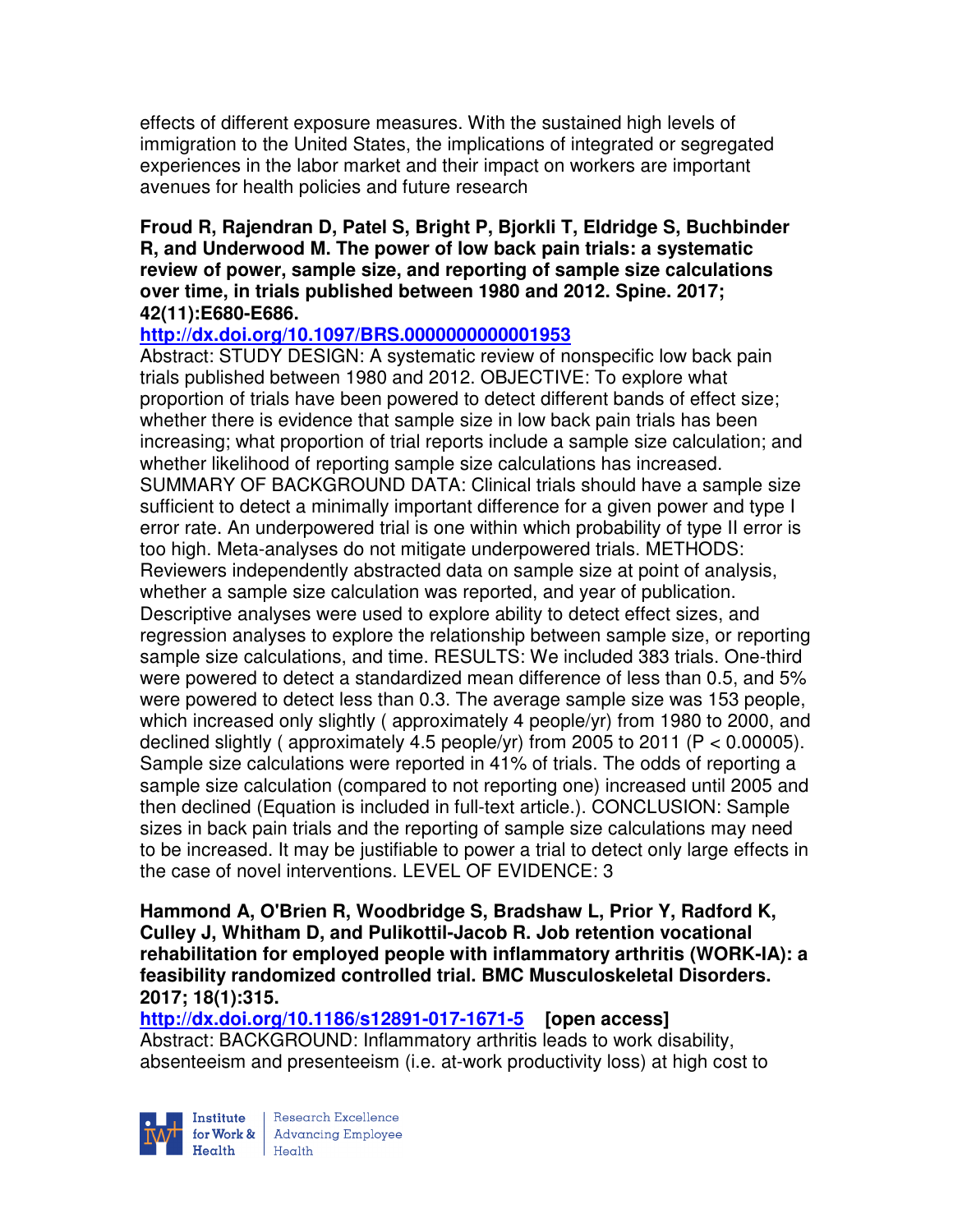effects of different exposure measures. With the sustained high levels of immigration to the United States, the implications of integrated or segregated experiences in the labor market and their impact on workers are important avenues for health policies and future research

**Froud R, Rajendran D, Patel S, Bright P, Bjorkli T, Eldridge S, Buchbinder R, and Underwood M. The power of low back pain trials: a systematic review of power, sample size, and reporting of sample size calculations over time, in trials published between 1980 and 2012. Spine. 2017; 42(11):E680-E686.**

**http://dx.doi.org/10.1097/BRS.0000000000001953**

Abstract: STUDY DESIGN: A systematic review of nonspecific low back pain trials published between 1980 and 2012. OBJECTIVE: To explore what proportion of trials have been powered to detect different bands of effect size; whether there is evidence that sample size in low back pain trials has been increasing; what proportion of trial reports include a sample size calculation; and whether likelihood of reporting sample size calculations has increased. SUMMARY OF BACKGROUND DATA: Clinical trials should have a sample size sufficient to detect a minimally important difference for a given power and type I error rate. An underpowered trial is one within which probability of type II error is too high. Meta-analyses do not mitigate underpowered trials. METHODS: Reviewers independently abstracted data on sample size at point of analysis, whether a sample size calculation was reported, and year of publication. Descriptive analyses were used to explore ability to detect effect sizes, and regression analyses to explore the relationship between sample size, or reporting sample size calculations, and time. RESULTS: We included 383 trials. One-third were powered to detect a standardized mean difference of less than 0.5, and 5% were powered to detect less than 0.3. The average sample size was 153 people, which increased only slightly ( approximately 4 people/yr) from 1980 to 2000, and declined slightly ( approximately 4.5 people/yr) from 2005 to 2011 ($P < 0.00005$). Sample size calculations were reported in 41% of trials. The odds of reporting a sample size calculation (compared to not reporting one) increased until 2005 and then declined (Equation is included in full-text article.). CONCLUSION: Sample sizes in back pain trials and the reporting of sample size calculations may need to be increased. It may be justifiable to power a trial to detect only large effects in the case of novel interventions. LEVEL OF EVIDENCE: 3

**Hammond A, O'Brien R, Woodbridge S, Bradshaw L, Prior Y, Radford K, Culley J, Whitham D, and Pulikottil-Jacob R. Job retention vocational rehabilitation for employed people with inflammatory arthritis (WORK-IA): a feasibility randomized controlled trial. BMC Musculoskeletal Disorders. 2017; 18(1):315.**

**http://dx.doi.org/10.1186/s12891-017-1671-5 [open access]**

Abstract: BACKGROUND: Inflammatory arthritis leads to work disability, absenteeism and presenteeism (i.e. at-work productivity loss) at high cost to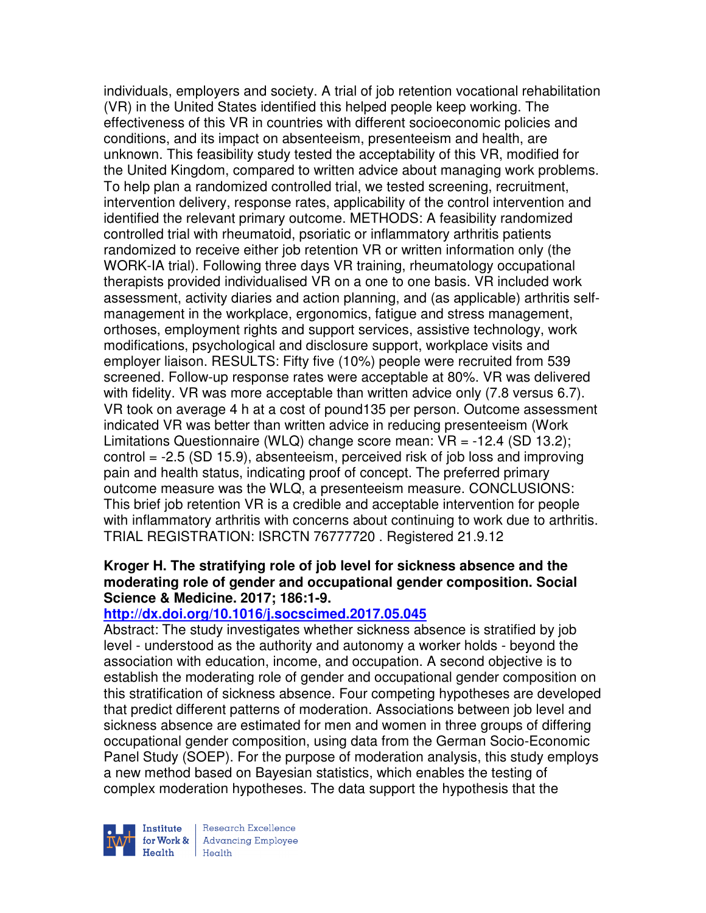individuals, employers and society. A trial of job retention vocational rehabilitation (VR) in the United States identified this helped people keep working. The effectiveness of this VR in countries with different socioeconomic policies and conditions, and its impact on absenteeism, presenteeism and health, are unknown. This feasibility study tested the acceptability of this VR, modified for the United Kingdom, compared to written advice about managing work problems. To help plan a randomized controlled trial, we tested screening, recruitment, intervention delivery, response rates, applicability of the control intervention and identified the relevant primary outcome. METHODS: A feasibility randomized controlled trial with rheumatoid, psoriatic or inflammatory arthritis patients randomized to receive either job retention VR or written information only (the WORK-IA trial). Following three days VR training, rheumatology occupational therapists provided individualised VR on a one to one basis. VR included work assessment, activity diaries and action planning, and (as applicable) arthritis self-management in the workplace, ergonomics, fatigue and stress management, orthoses, employment rights and support services, assistive technology, work modifications, psychological and disclosure support, workplace visits and employer liaison. RESULTS: Fifty five (10%) people were recruited from 539 screened. Follow-up response rates were acceptable at 80%. VR was delivered with fidelity. VR was more acceptable than written advice only (7.8 versus 6.7). VR took on average 4 h at a cost of pound135 per person. Outcome assessment indicated VR was better than written advice in reducing presenteeism (Work Limitations Questionnaire (WLQ) change score mean: VR = -12.4 (SD 13.2); control = -2.5 (SD 15.9), absenteeism, perceived risk of job loss and improving pain and health status, indicating proof of concept. The preferred primary outcome measure was the WLQ, a presenteeism measure. CONCLUSIONS: This brief job retention VR is a credible and acceptable intervention for people with inflammatory arthritis with concerns about continuing to work due to arthritis. TRIAL REGISTRATION: ISRCTN 76777720 . Registered 21.9.12

**Kroger H. The stratifying role of job level for sickness absence and the moderating role of gender and occupational gender composition. Social Science & Medicine. 2017; 186:1-9.**

**http://dx.doi.org/10.1016/j.socscimed.2017.05.045**

Abstract: The study investigates whether sickness absence is stratified by job level - understood as the authority and autonomy a worker holds - beyond the association with education, income, and occupation. A second objective is to establish the moderating role of gender and occupational gender composition on this stratification of sickness absence. Four competing hypotheses are developed that predict different patterns of moderation. Associations between job level and sickness absence are estimated for men and women in three groups of differing occupational gender composition, using data from the German Socio-Economic Panel Study (SOEP). For the purpose of moderation analysis, this study employs a new method based on Bayesian statistics, which enables the testing of complex moderation hypotheses. The data support the hypothesis that the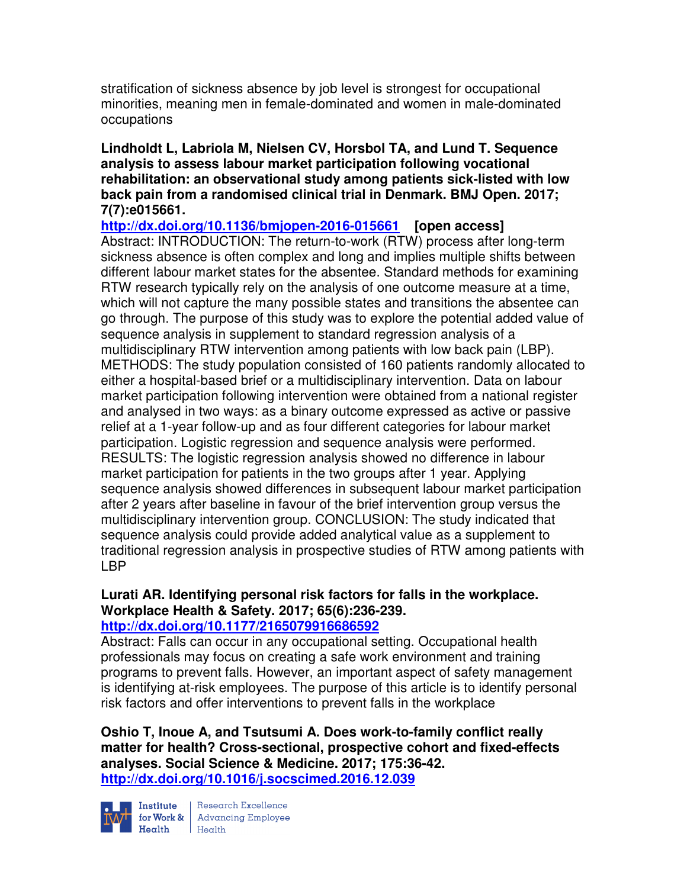stratification of sickness absence by job level is strongest for occupational minorities, meaning men in female-dominated and women in male-dominated occupations

**Lindholdt L, Labriola M, Nielsen CV, Horsbol TA, and Lund T. Sequence analysis to assess labour market participation following vocational rehabilitation: an observational study among patients sick-listed with low back pain from a randomised clinical trial in Denmark. BMJ Open. 2017; 7(7):e015661.**
**http://dx.doi.org/10.1136/bmjopen-2016-015661 [open access]**
Abstract: INTRODUCTION: The return-to-work (RTW) process after long-term sickness absence is often complex and long and implies multiple shifts between different labour market states for the absentee. Standard methods for examining RTW research typically rely on the analysis of one outcome measure at a time, which will not capture the many possible states and transitions the absentee can go through. The purpose of this study was to explore the potential added value of sequence analysis in supplement to standard regression analysis of a multidisciplinary RTW intervention among patients with low back pain (LBP). METHODS: The study population consisted of 160 patients randomly allocated to either a hospital-based brief or a multidisciplinary intervention. Data on labour market participation following intervention were obtained from a national register and analysed in two ways: as a binary outcome expressed as active or passive relief at a 1-year follow-up and as four different categories for labour market participation. Logistic regression and sequence analysis were performed. RESULTS: The logistic regression analysis showed no difference in labour market participation for patients in the two groups after 1 year. Applying sequence analysis showed differences in subsequent labour market participation after 2 years after baseline in favour of the brief intervention group versus the multidisciplinary intervention group. CONCLUSION: The study indicated that sequence analysis could provide added analytical value as a supplement to traditional regression analysis in prospective studies of RTW among patients with LBP

**Lurati AR. Identifying personal risk factors for falls in the workplace. Workplace Health & Safety. 2017; 65(6):236-239.**
**http://dx.doi.org/10.1177/2165079916686592**
Abstract: Falls can occur in any occupational setting. Occupational health professionals may focus on creating a safe work environment and training programs to prevent falls. However, an important aspect of safety management is identifying at-risk employees. The purpose of this article is to identify personal risk factors and offer interventions to prevent falls in the workplace

**Oshio T, Inoue A, and Tsutsumi A. Does work-to-family conflict really matter for health? Cross-sectional, prospective cohort and fixed-effects analyses. Social Science & Medicine. 2017; 175:36-42.**
**http://dx.doi.org/10.1016/j.socscimed.2016.12.039**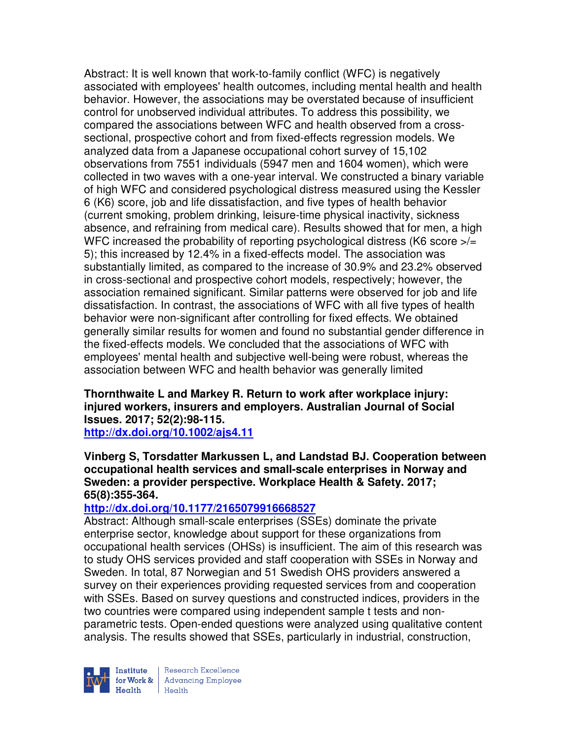Abstract: It is well known that work-to-family conflict (WFC) is negatively associated with employees' health outcomes, including mental health and health behavior. However, the associations may be overstated because of insufficient control for unobserved individual attributes. To address this possibility, we compared the associations between WFC and health observed from a cross-sectional, prospective cohort and from fixed-effects regression models. We analyzed data from a Japanese occupational cohort survey of 15,102 observations from 7551 individuals (5947 men and 1604 women), which were collected in two waves with a one-year interval. We constructed a binary variable of high WFC and considered psychological distress measured using the Kessler 6 (K6) score, job and life dissatisfaction, and five types of health behavior (current smoking, problem drinking, leisure-time physical inactivity, sickness absence, and refraining from medical care). Results showed that for men, a high WFC increased the probability of reporting psychological distress (K6 score >/= 5); this increased by 12.4% in a fixed-effects model. The association was substantially limited, as compared to the increase of 30.9% and 23.2% observed in cross-sectional and prospective cohort models, respectively; however, the association remained significant. Similar patterns were observed for job and life dissatisfaction. In contrast, the associations of WFC with all five types of health behavior were non-significant after controlling for fixed effects. We obtained generally similar results for women and found no substantial gender difference in the fixed-effects models. We concluded that the associations of WFC with employees' mental health and subjective well-being were robust, whereas the association between WFC and health behavior was generally limited

**Thornthwaite L and Markey R. Return to work after workplace injury: injured workers, insurers and employers. Australian Journal of Social Issues. 2017; 52(2):98-115.**
**http://dx.doi.org/10.1002/ajs4.11**

**Vinberg S, Torsdatter Markussen L, and Landstad BJ. Cooperation between occupational health services and small-scale enterprises in Norway and Sweden: a provider perspective. Workplace Health & Safety. 2017; 65(8):355-364.**
**http://dx.doi.org/10.1177/2165079916668527**
Abstract: Although small-scale enterprises (SSEs) dominate the private enterprise sector, knowledge about support for these organizations from occupational health services (OHSs) is insufficient. The aim of this research was to study OHS services provided and staff cooperation with SSEs in Norway and Sweden. In total, 87 Norwegian and 51 Swedish OHS providers answered a survey on their experiences providing requested services from and cooperation with SSEs. Based on survey questions and constructed indices, providers in the two countries were compared using independent sample t tests and non-parametric tests. Open-ended questions were analyzed using qualitative content analysis. The results showed that SSEs, particularly in industrial, construction,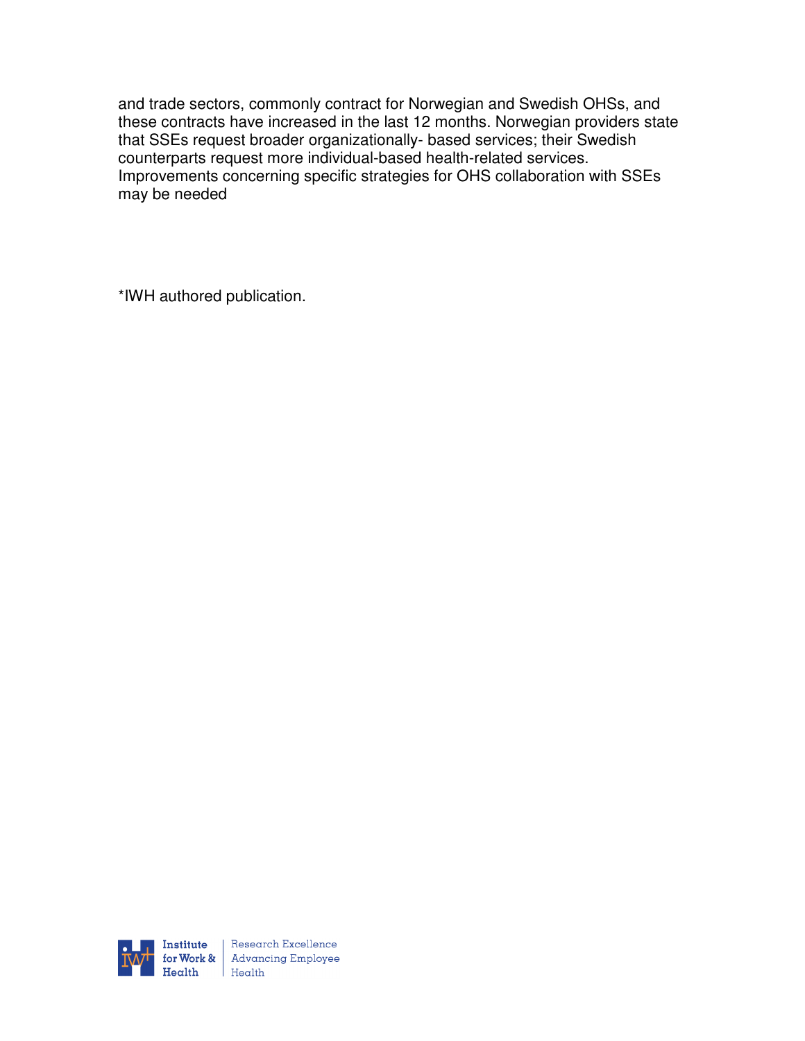and trade sectors, commonly contract for Norwegian and Swedish OHSs, and these contracts have increased in the last 12 months. Norwegian providers state that SSEs request broader organizationally- based services; their Swedish counterparts request more individual-based health-related services. Improvements concerning specific strategies for OHS collaboration with SSEs may be needed

*IWH authored publication.